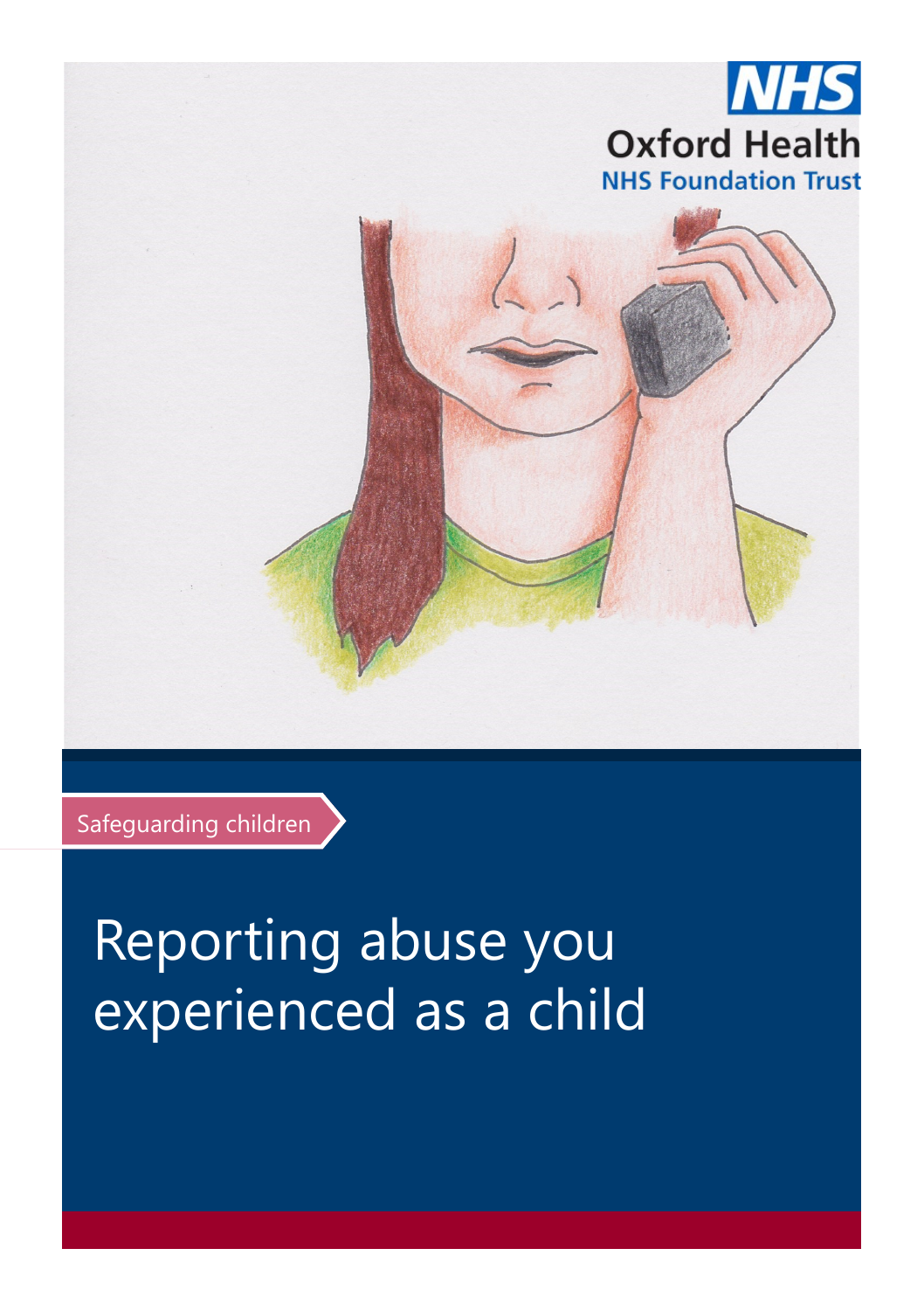NHS

Oxford Health

NHS Foundation Trust

Safeguarding children

# Reporting abuse you experienced as a child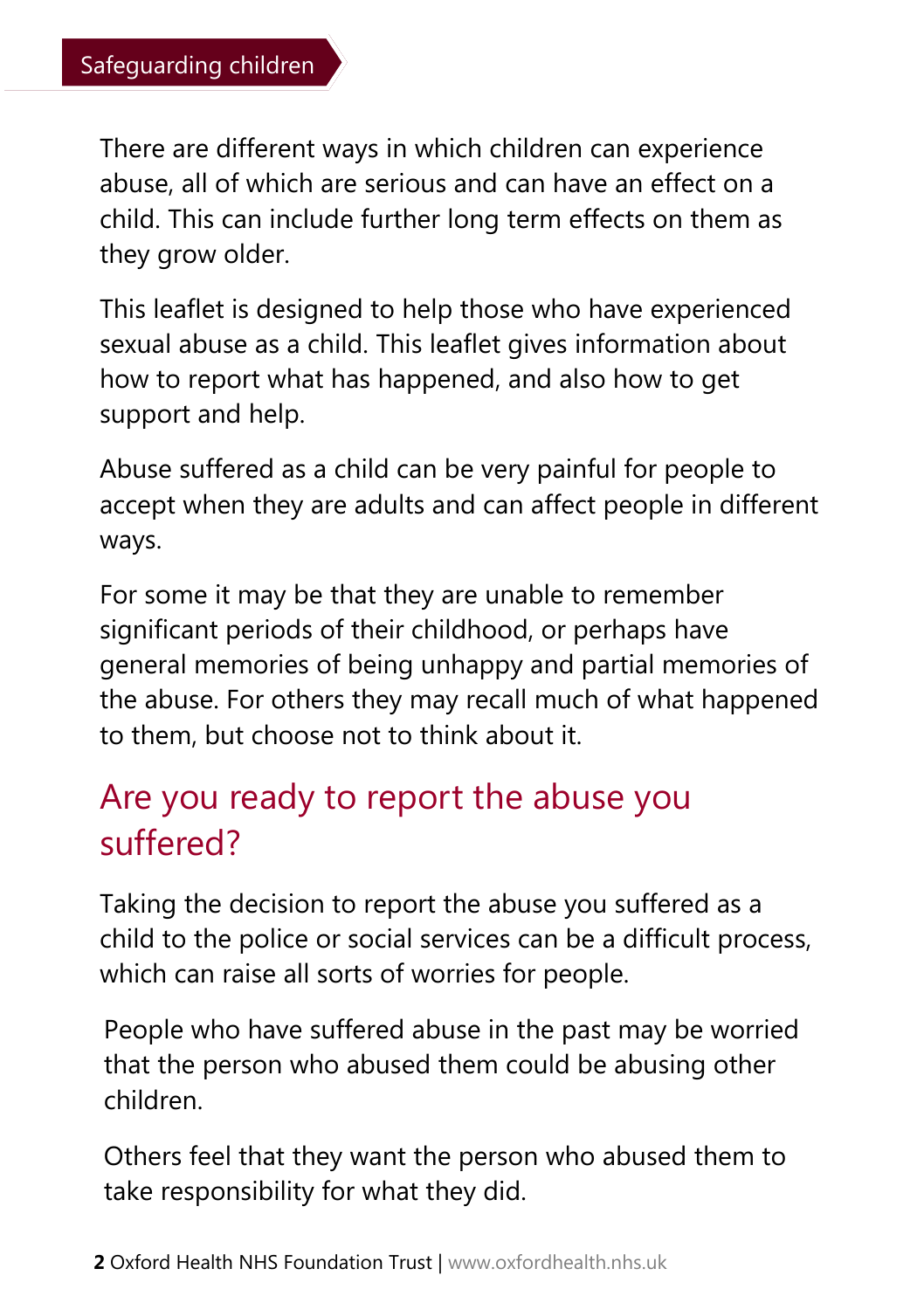There are different ways in which children can experience abuse, all of which are serious and can have an effect on a child. This can include further long term effects on them as they grow older.

This leaflet is designed to help those who have experienced sexual abuse as a child. This leaflet gives information about how to report what has happened, and also how to get support and help.

Abuse suffered as a child can be very painful for people to accept when they are adults and can affect people in different ways.

For some it may be that they are unable to remember significant periods of their childhood, or perhaps have general memories of being unhappy and partial memories of the abuse. For others they may recall much of what happened to them, but choose not to think about it.

## Are you ready to report the abuse you suffered?

Taking the decision to report the abuse you suffered as a child to the police or social services can be a difficult process, which can raise all sorts of worries for people.

People who have suffered abuse in the past may be worried that the person who abused them could be abusing other children.

Others feel that they want the person who abused them to take responsibility for what they did.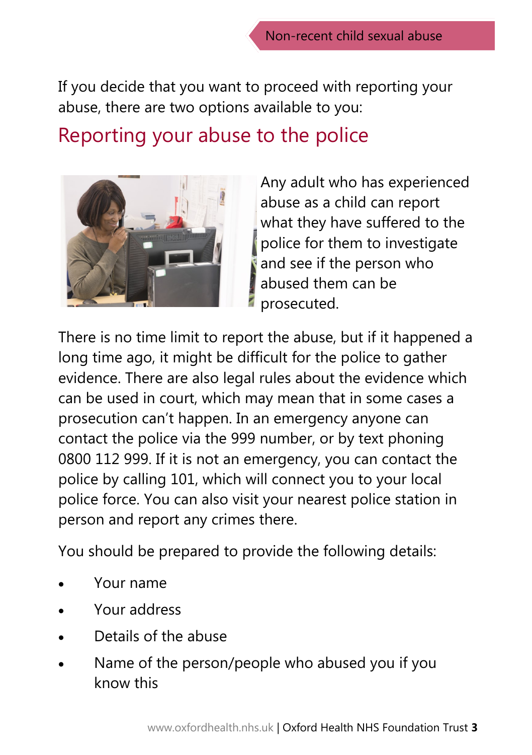If you decide that you want to proceed with reporting your abuse, there are two options available to you:

## Reporting your abuse to the police

Any adult who has experienced abuse as a child can report what they have suffered to the police for them to investigate and see if the person who abused them can be prosecuted.

There is no time limit to report the abuse, but if it happened a long time ago, it might be difficult for the police to gather evidence. There are also legal rules about the evidence which can be used in court, which may mean that in some cases a prosecution can't happen. In an emergency anyone can contact the police via the 999 number, or by text phoning 0800 112 999. If it is not an emergency, you can contact the police by calling 101, which will connect you to your local police force. You can also visit your nearest police station in person and report any crimes there.

You should be prepared to provide the following details:

- Your name
- Your address
- Details of the abuse
- Name of the person/people who abused you if you know this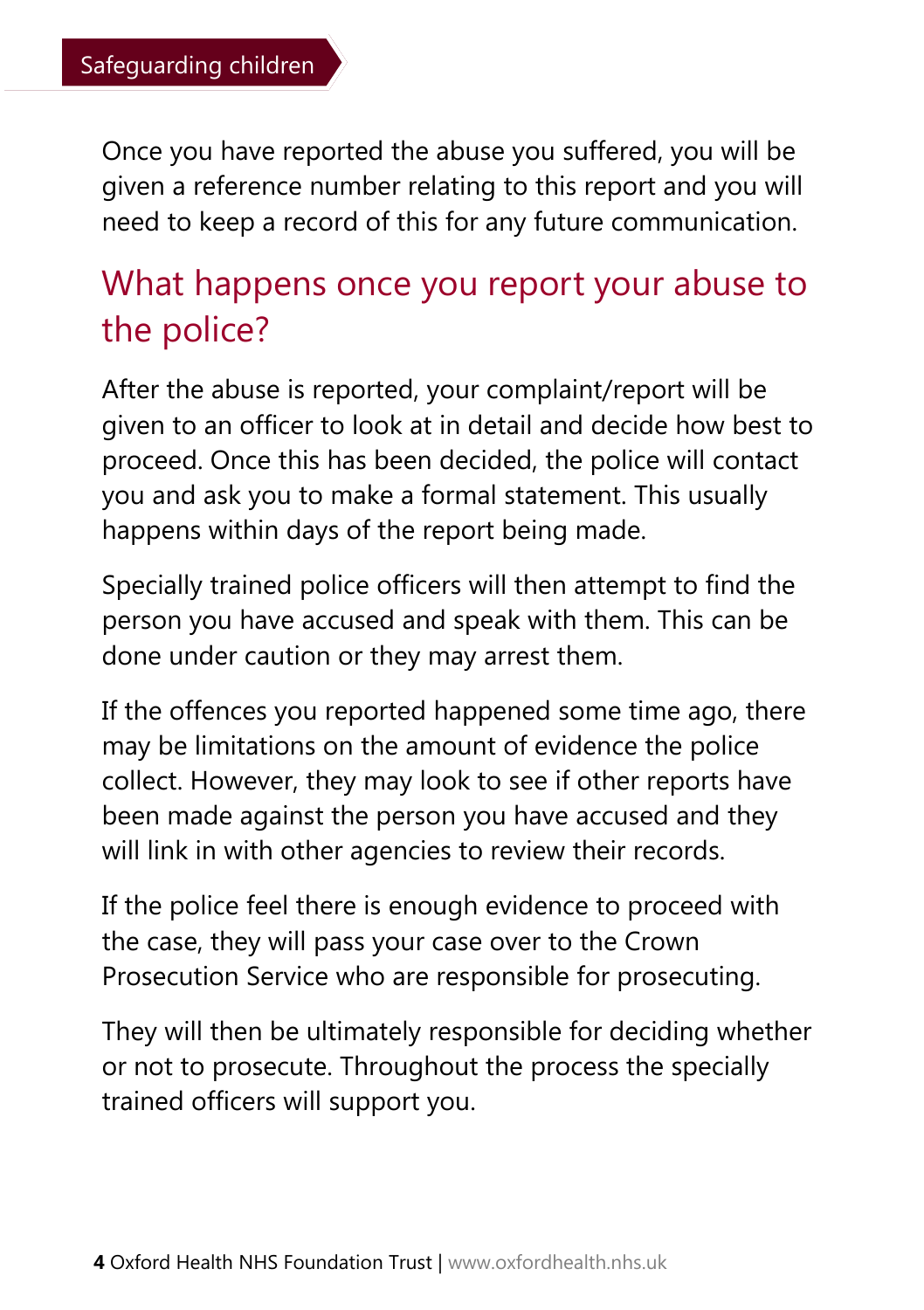Once you have reported the abuse you suffered, you will be given a reference number relating to this report and you will need to keep a record of this for any future communication.

## What happens once you report your abuse to the police?

After the abuse is reported, your complaint/report will be given to an officer to look at in detail and decide how best to proceed. Once this has been decided, the police will contact you and ask you to make a formal statement. This usually happens within days of the report being made.

Specially trained police officers will then attempt to find the person you have accused and speak with them. This can be done under caution or they may arrest them.

If the offences you reported happened some time ago, there may be limitations on the amount of evidence the police collect. However, they may look to see if other reports have been made against the person you have accused and they will link in with other agencies to review their records.

If the police feel there is enough evidence to proceed with the case, they will pass your case over to the Crown Prosecution Service who are responsible for prosecuting.

They will then be ultimately responsible for deciding whether or not to prosecute. Throughout the process the specially trained officers will support you.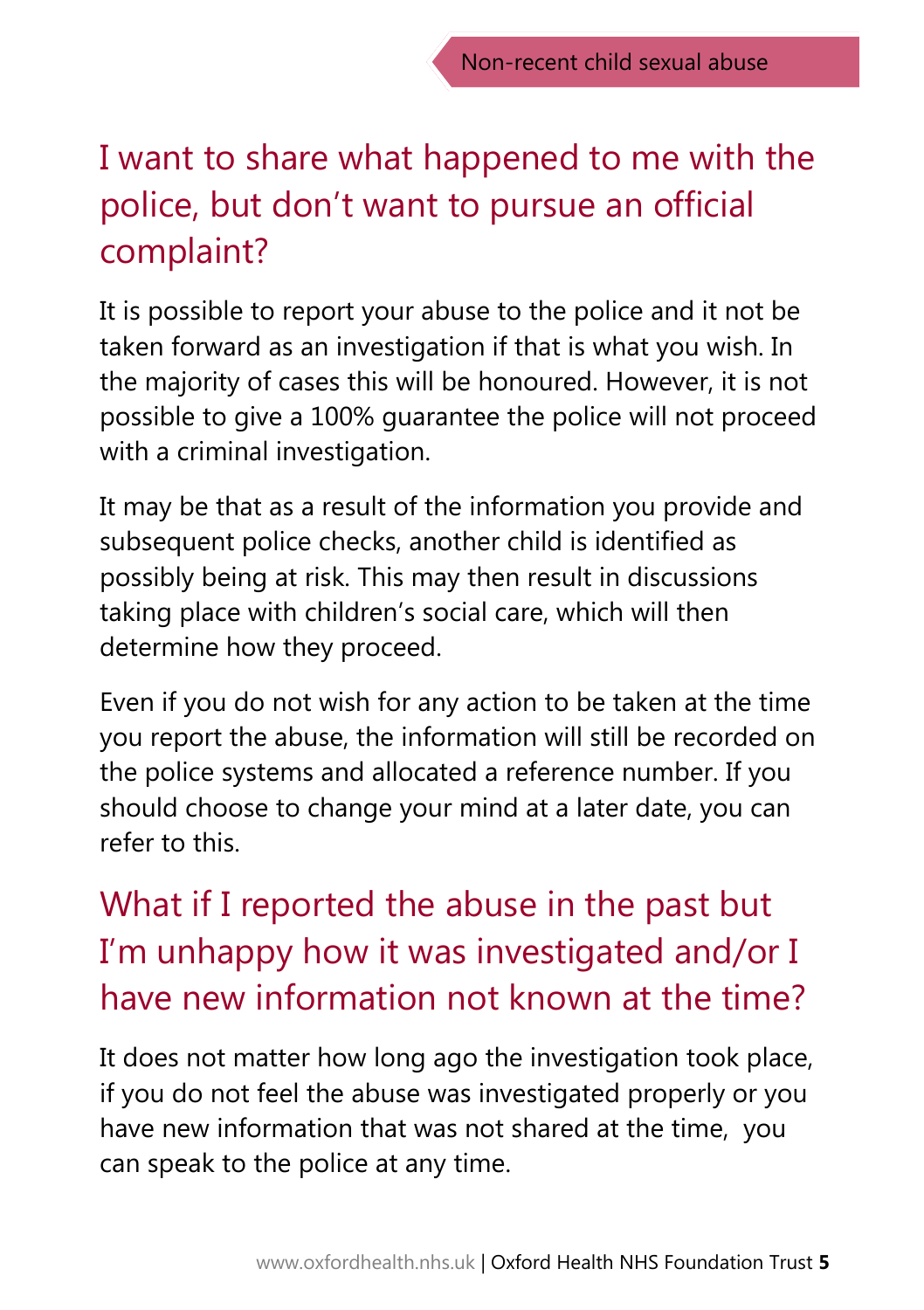## I want to share what happened to me with the police, but don't want to pursue an official complaint?

It is possible to report your abuse to the police and it not be taken forward as an investigation if that is what you wish. In the majority of cases this will be honoured. However, it is not possible to give a 100% guarantee the police will not proceed with a criminal investigation.

It may be that as a result of the information you provide and subsequent police checks, another child is identified as possibly being at risk. This may then result in discussions taking place with children's social care, which will then determine how they proceed.

Even if you do not wish for any action to be taken at the time you report the abuse, the information will still be recorded on the police systems and allocated a reference number. If you should choose to change your mind at a later date, you can refer to this.

## What if I reported the abuse in the past but I'm unhappy how it was investigated and/or I have new information not known at the time?

It does not matter how long ago the investigation took place, if you do not feel the abuse was investigated properly or you have new information that was not shared at the time, you can speak to the police at any time.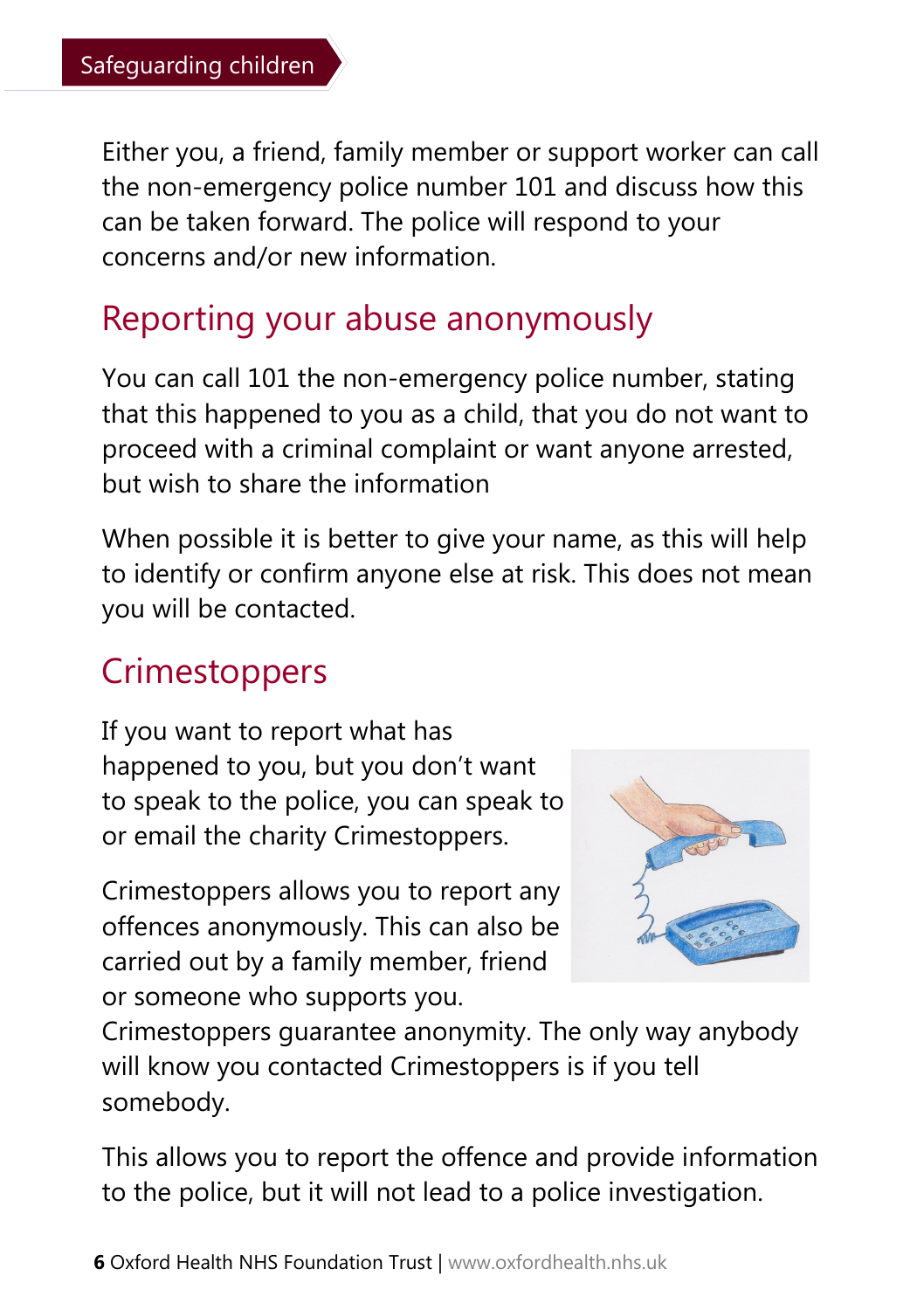Either you, a friend, family member or support worker can call the non-emergency police number 101 and discuss how this can be taken forward. The police will respond to your concerns and/or new information.

## Reporting your abuse anonymously

You can call 101 the non-emergency police number, stating that this happened to you as a child, that you do not want to proceed with a criminal complaint or want anyone arrested, but wish to share the information

When possible it is better to give your name, as this will help to identify or confirm anyone else at risk. This does not mean you will be contacted.

## Crimestoppers

If you want to report what has happened to you, but you don't want to speak to the police, you can speak to or email the charity Crimestoppers.

Crimestoppers allows you to report any offences anonymously. This can also be carried out by a family member, friend or someone who supports you. Crimestoppers guarantee anonymity. The only way anybody will know you contacted Crimestoppers is if you tell somebody.

This allows you to report the offence and provide information to the police, but it will not lead to a police investigation.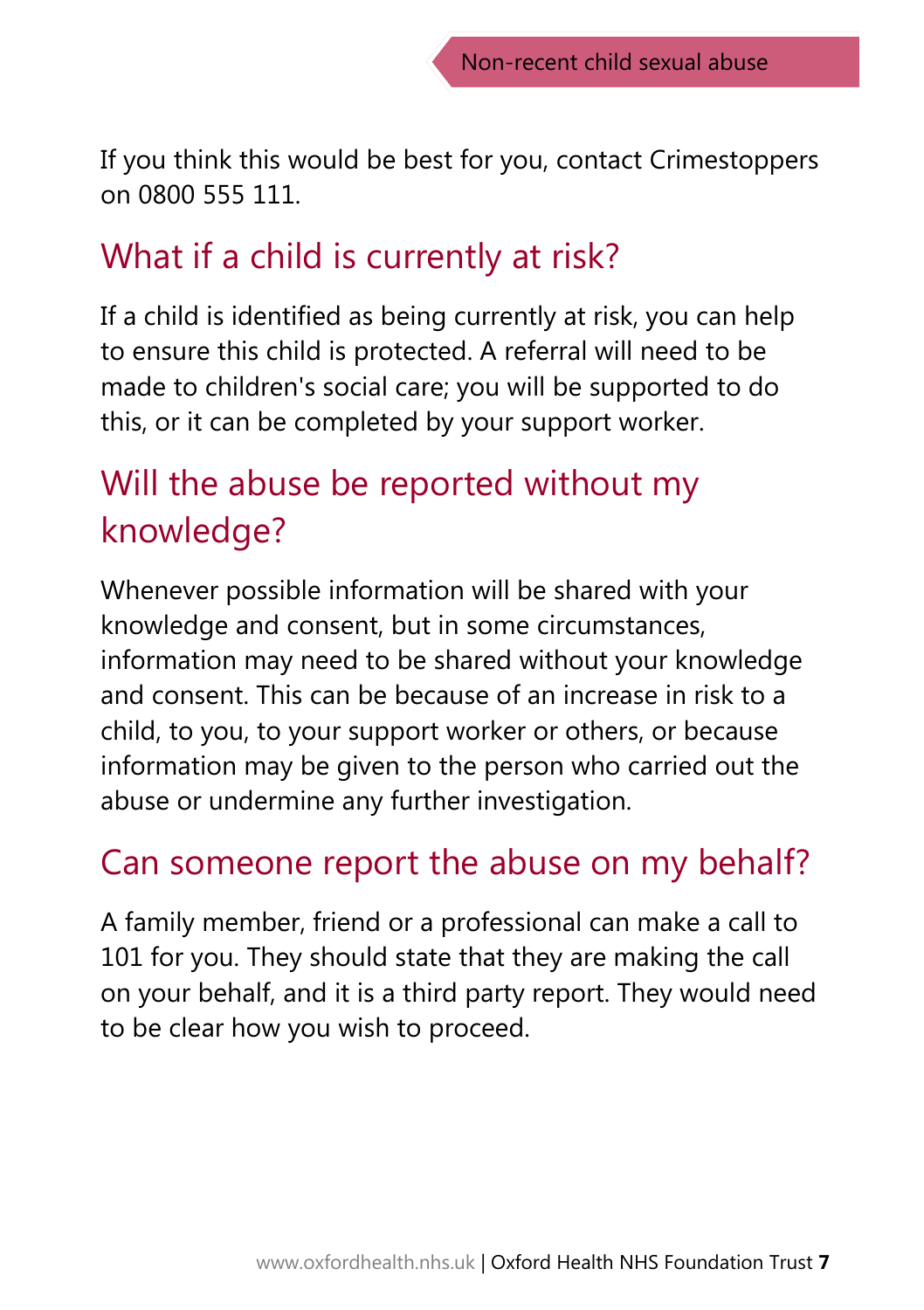If you think this would be best for you, contact Crimestoppers on 0800 555 111.

## What if a child is currently at risk?

If a child is identified as being currently at risk, you can help to ensure this child is protected. A referral will need to be made to children's social care; you will be supported to do this, or it can be completed by your support worker.

## Will the abuse be reported without my knowledge?

Whenever possible information will be shared with your knowledge and consent, but in some circumstances, information may need to be shared without your knowledge and consent. This can be because of an increase in risk to a child, to you, to your support worker or others, or because information may be given to the person who carried out the abuse or undermine any further investigation.

## Can someone report the abuse on my behalf?

A family member, friend or a professional can make a call to 101 for you. They should state that they are making the call on your behalf, and it is a third party report. They would need to be clear how you wish to proceed.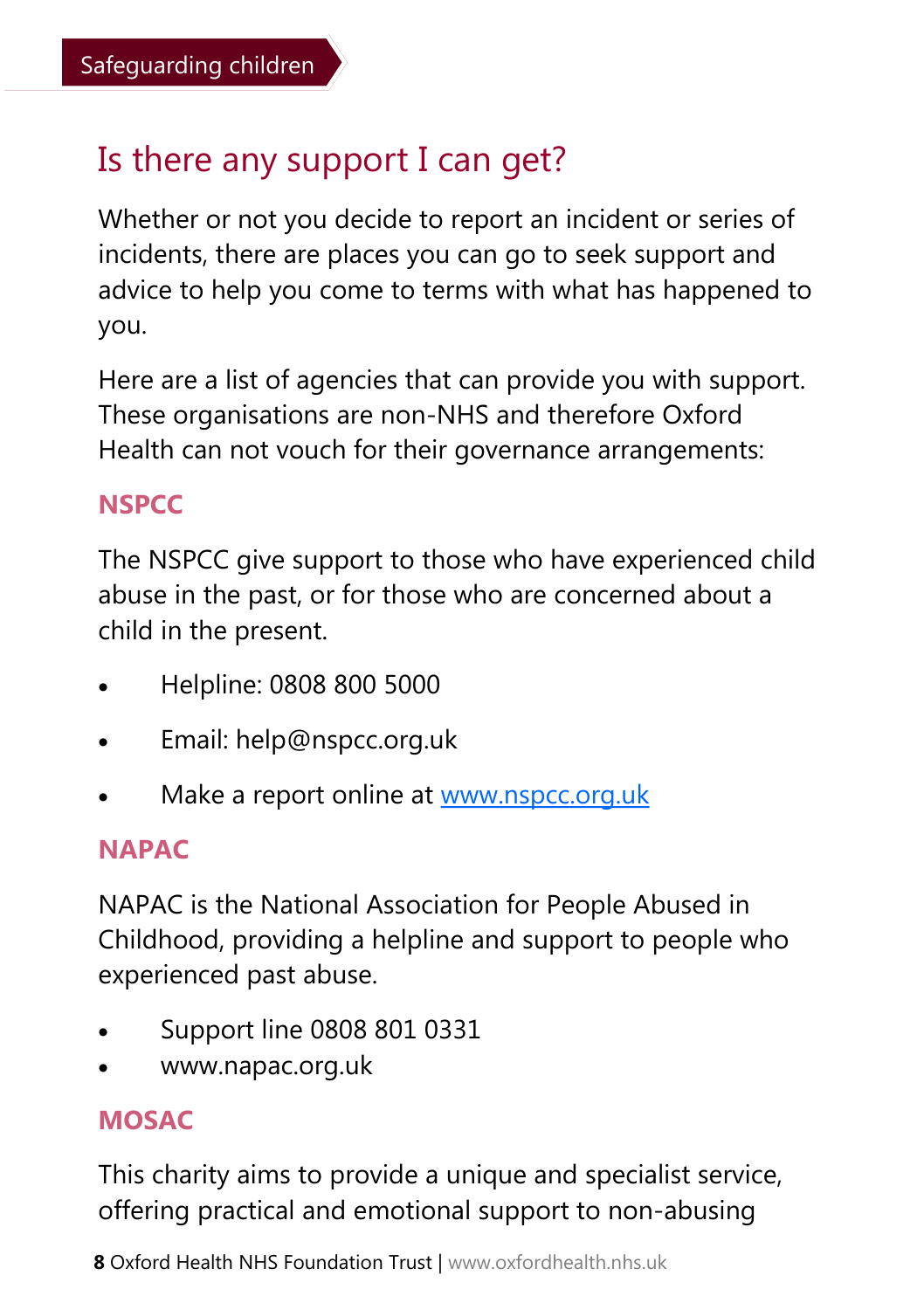## Is there any support I can get?

Whether or not you decide to report an incident or series of incidents, there are places you can go to seek support and advice to help you come to terms with what has happened to you.

Here are a list of agencies that can provide you with support. These organisations are non-NHS and therefore Oxford Health can not vouch for their governance arrangements:

### NSPCC

The NSPCC give support to those who have experienced child abuse in the past, or for those who are concerned about a child in the present.

- Helpline: 0808 800 5000
- Email: help@nspcc.org.uk
- Make a report online at www.nspcc.org.uk

### NAPAC

NAPAC is the National Association for People Abused in Childhood, providing a helpline and support to people who experienced past abuse.

- Support line 0808 801 0331
- www.napac.org.uk

### MOSAC

This charity aims to provide a unique and specialist service, offering practical and emotional support to non-abusing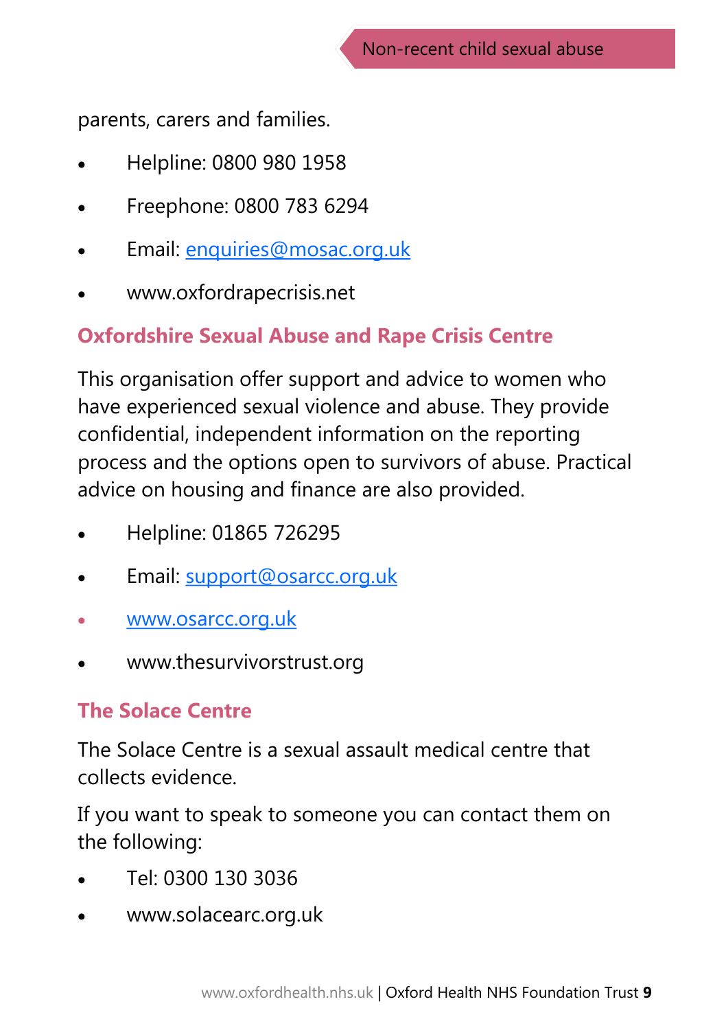parents, carers and families.

- Helpline: 0800 980 1958
- Freephone: 0800 783 6294
- Email: enquiries@mosac.org.uk
- www.oxfordrapecrisis.net

## Oxfordshire Sexual Abuse and Rape Crisis Centre

This organisation offer support and advice to women who have experienced sexual violence and abuse. They provide confidential, independent information on the reporting process and the options open to survivors of abuse. Practical advice on housing and finance are also provided.

- Helpline: 01865 726295
- Email: support@osarcc.org.uk
- www.osarcc.org.uk
- www.thesurvivorstrust.org

## The Solace Centre

The Solace Centre is a sexual assault medical centre that collects evidence.

If you want to speak to someone you can contact them on the following:

- Tel: 0300 130 3036
- www.solacearc.org.uk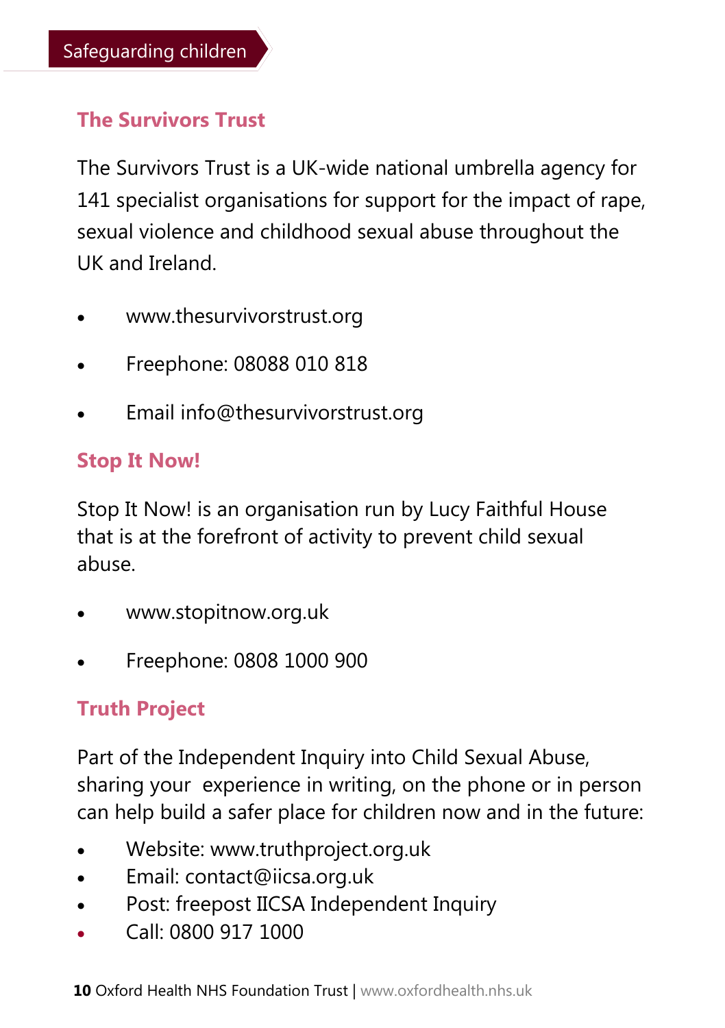## The Survivors Trust

The Survivors Trust is a UK-wide national umbrella agency for 141 specialist organisations for support for the impact of rape, sexual violence and childhood sexual abuse throughout the UK and Ireland.

- www.thesurvivorstrust.org
- Freephone: 08088 010 818
- Email info@thesurvivorstrust.org

## Stop It Now!

Stop It Now! is an organisation run by Lucy Faithful House that is at the forefront of activity to prevent child sexual abuse.

- www.stopitnow.org.uk
- Freephone: 0808 1000 900

## Truth Project

Part of the Independent Inquiry into Child Sexual Abuse, sharing your experience in writing, on the phone or in person can help build a safer place for children now and in the future:

- Website: www.truthproject.org.uk
- Email: contact@iicsa.org.uk
- Post: freepost IICSA Independent Inquiry
- Call: 0800 917 1000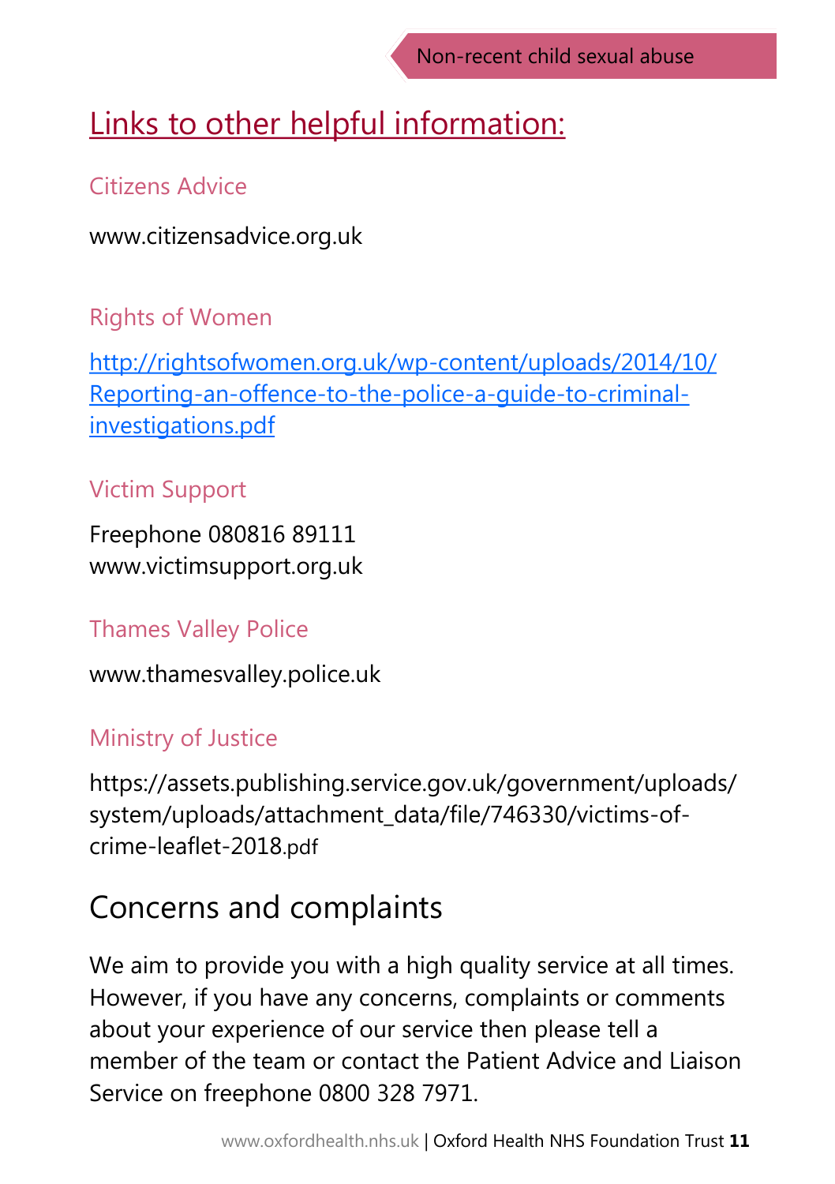## Links to other helpful information:

### Citizens Advice

www.citizensadvice.org.uk

### Rights of Women

http://rightsofwomen.org.uk/wp-content/uploads/2014/10/Reporting-an-offence-to-the-police-a-guide-to-criminal-investigations.pdf

### Victim Support

Freephone 080816 89111
www.victimsupport.org.uk

### Thames Valley Police

www.thamesvalley.police.uk

### Ministry of Justice

https://assets.publishing.service.gov.uk/government/uploads/system/uploads/attachment_data/file/746330/victims-of-crime-leaflet-2018.pdf

## Concerns and complaints

We aim to provide you with a high quality service at all times. However, if you have any concerns, complaints or comments about your experience of our service then please tell a member of the team or contact the Patient Advice and Liaison Service on freephone 0800 328 7971.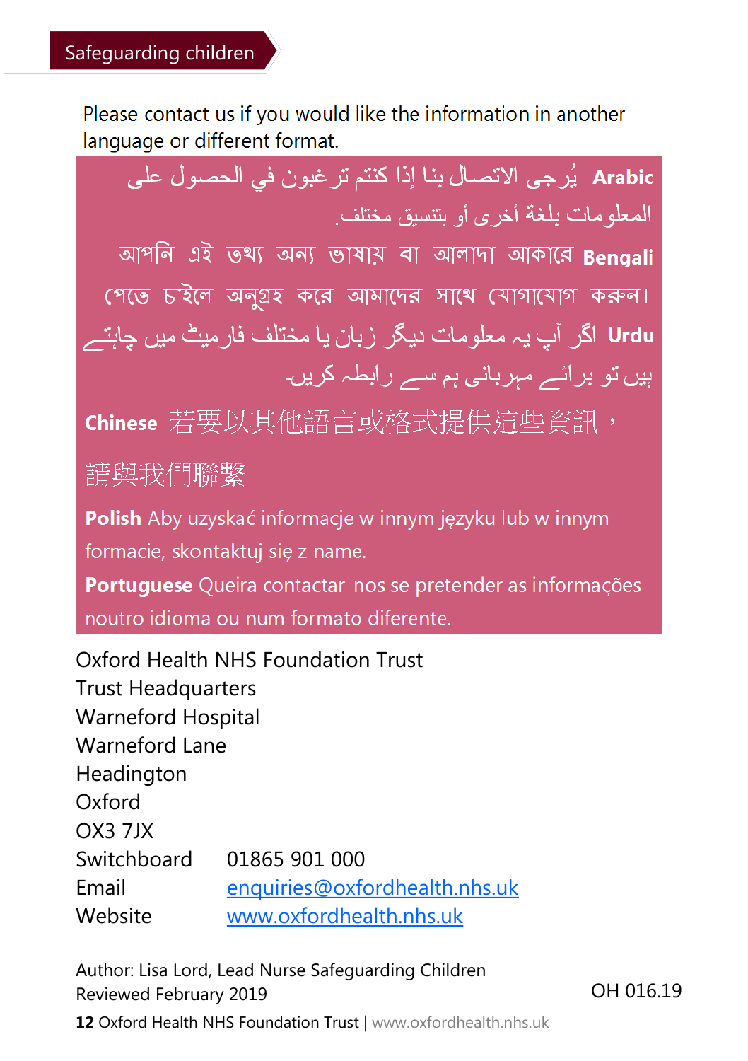Safeguarding children

Please contact us if you would like the information in another language or different format.

**Arabic** يُرجى الاتصال بنا إذا كنتم ترغبون في الحصول على المعلومات بلغة أخرى أو بتنسيق مختلف.

**Bengali** আপনি এই তথ্য অন্য ভাষায় বা আলাদা আকারে পেতে চাইলে অনুগ্রহ করে আমাদের সাথে যোগাযোগ করুন।

**Urdu** اگر آپ یہ معلومات دیگر زبان یا مختلف فارمیٹ میں چاہتے ہیں تو برائے مہربانی ہم سے رابطہ کریں۔

**Chinese** 若要以其他語言或格式提供這些資訊，請與我們聯繫

**Polish** Aby uzyskać informacje w innym języku lub w innym formacie, skontaktuj się z name.

**Portuguese** Queira contactar-nos se pretender as informações noutro idioma ou num formato diferente.

Oxford Health NHS Foundation Trust
Trust Headquarters
Warneford Hospital
Warneford Lane
Headington
Oxford
OX3 7JX

| | |
|---|---|
| Switchboard | 01865 901 000 |
| Email | enquiries@oxfordhealth.nhs.uk |
| Website | www.oxfordhealth.nhs.uk |

Author: Lisa Lord, Lead Nurse Safeguarding Children
Reviewed February 2019

OH 016.19